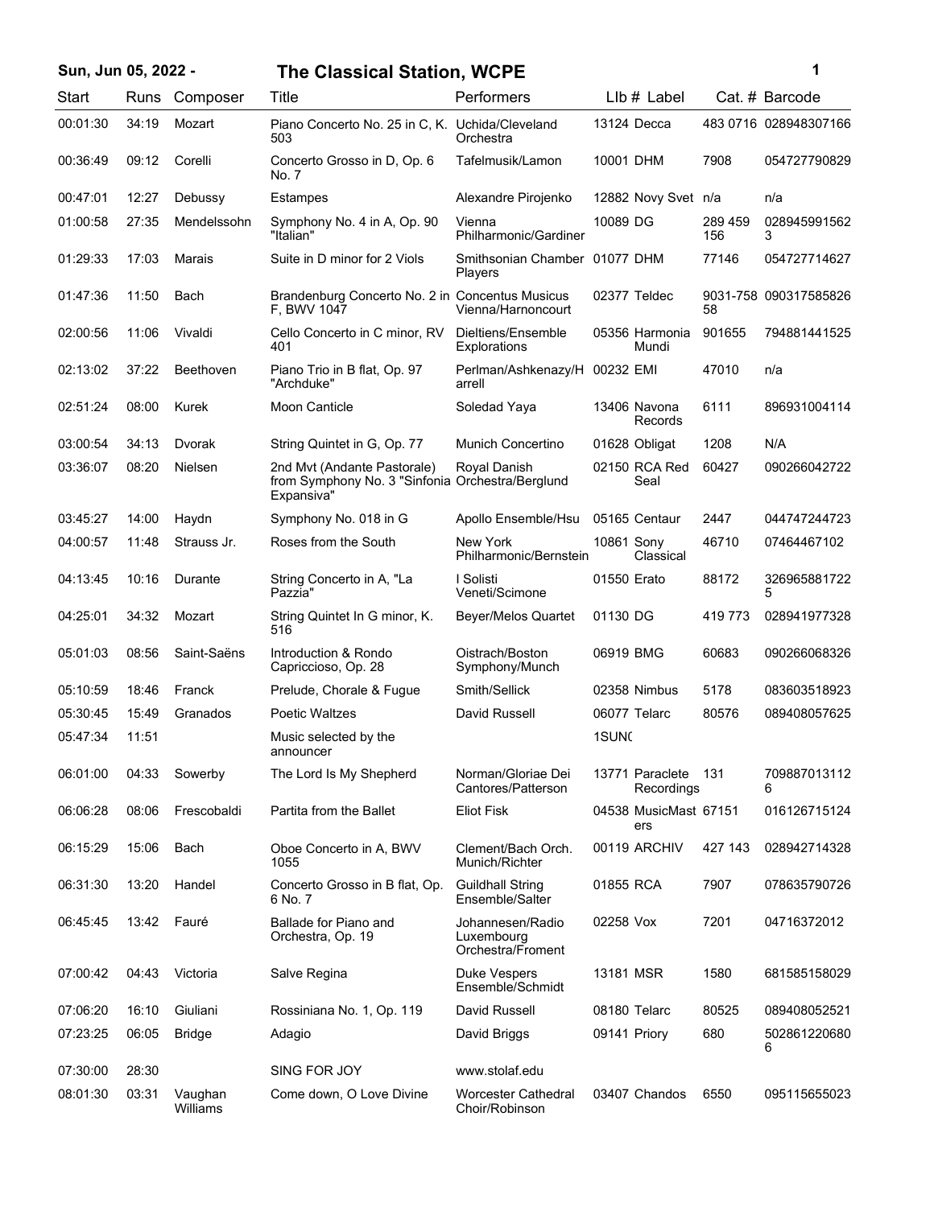# Sun, Jun 05, 2022 - The Classical Station, WCPE

| Start | Runs | Composer | Title | Performers | LIb # | Label | Cat. # | Barcode |
|---|---|---|---|---|---|---|---|---|
| 00:01:30 | 34:19 | Mozart | Piano Concerto No. 25 in C, K. 503 | Uchida/Cleveland Orchestra | 13124 | Decca | 483 0716 | 028948307166 |
| 00:36:49 | 09:12 | Corelli | Concerto Grosso in D, Op. 6 No. 7 | Tafelmusik/Lamon | 10001 | DHM | 7908 | 054727790829 |
| 00:47:01 | 12:27 | Debussy | Estampes | Alexandre Pirojenko | 12882 | Novy Svet | n/a | n/a |
| 01:00:58 | 27:35 | Mendelssohn | Symphony No. 4 in A, Op. 90 "Italian" | Vienna Philharmonic/Gardiner | 10089 | DG | 289 459 156 | 0289459915623 |
| 01:29:33 | 17:03 | Marais | Suite in D minor for 2 Viols | Smithsonian Chamber Players | 01077 | DHM | 77146 | 054727714627 |
| 01:47:36 | 11:50 | Bach | Brandenburg Concerto No. 2 in F, BWV 1047 | Concentus Musicus Vienna/Harnoncourt | 02377 | Teldec | 9031-758 58 | 090317585826 |
| 02:00:56 | 11:06 | Vivaldi | Cello Concerto in C minor, RV 401 | Dieltiens/Ensemble Explorations | 05356 | Harmonia Mundi | 901655 | 794881441525 |
| 02:13:02 | 37:22 | Beethoven | Piano Trio in B flat, Op. 97 "Archduke" | Perlman/Ashkenazy/Harrell | 00232 | EMI | 47010 | n/a |
| 02:51:24 | 08:00 | Kurek | Moon Canticle | Soledad Yaya | 13406 | Navona Records | 6111 | 896931004114 |
| 03:00:54 | 34:13 | Dvorak | String Quintet in G, Op. 77 | Munich Concertino | 01628 | Obligat | 1208 | N/A |
| 03:36:07 | 08:20 | Nielsen | 2nd Mvt (Andante Pastorale) from Symphony No. 3 "Sinfonia Expansiva" | Royal Danish Orchestra/Berglund | 02150 | RCA Red Seal | 60427 | 090266042722 |
| 03:45:27 | 14:00 | Haydn | Symphony No. 018 in G | Apollo Ensemble/Hsu | 05165 | Centaur | 2447 | 044747244723 |
| 04:00:57 | 11:48 | Strauss Jr. | Roses from the South | New York Philharmonic/Bernstein | 10861 | Sony Classical | 46710 | 07464467102 |
| 04:13:45 | 10:16 | Durante | String Concerto in A, "La Pazzia" | I Solisti Veneti/Scimone | 01550 | Erato | 88172 | 3269658817225 |
| 04:25:01 | 34:32 | Mozart | String Quintet In G minor, K. 516 | Beyer/Melos Quartet | 01130 | DG | 419 773 | 028941977328 |
| 05:01:03 | 08:56 | Saint-Saëns | Introduction & Rondo Capriccioso, Op. 28 | Oistrach/Boston Symphony/Munch | 06919 | BMG | 60683 | 090266068326 |
| 05:10:59 | 18:46 | Franck | Prelude, Chorale & Fugue | Smith/Sellick | 02358 | Nimbus | 5178 | 083603518923 |
| 05:30:45 | 15:49 | Granados | Poetic Waltzes | David Russell | 06077 | Telarc | 80576 | 089408057625 |
| 05:47:34 | 11:51 | | Music selected by the announcer | | 1SUN( | | | |
| 06:01:00 | 04:33 | Sowerby | The Lord Is My Shepherd | Norman/Gloriae Dei Cantores/Patterson | 13771 | Paraclete Recordings | 131 | 7098870131126 |
| 06:06:28 | 08:06 | Frescobaldi | Partita from the Ballet | Eliot Fisk | 04538 | MusicMasters | 67151 | 016126715124 |
| 06:15:29 | 15:06 | Bach | Oboe Concerto in A, BWV 1055 | Clement/Bach Orch. Munich/Richter | 00119 | ARCHIV | 427 143 | 028942714328 |
| 06:31:30 | 13:20 | Handel | Concerto Grosso in B flat, Op. 6 No. 7 | Guildhall String Ensemble/Salter | 01855 | RCA | 7907 | 078635790726 |
| 06:45:45 | 13:42 | Fauré | Ballade for Piano and Orchestra, Op. 19 | Johannesen/Radio Luxembourg Orchestra/Froment | 02258 | Vox | 7201 | 04716372012 |
| 07:00:42 | 04:43 | Victoria | Salve Regina | Duke Vespers Ensemble/Schmidt | 13181 | MSR | 1580 | 681585158029 |
| 07:06:20 | 16:10 | Giuliani | Rossiniana No. 1, Op. 119 | David Russell | 08180 | Telarc | 80525 | 089408052521 |
| 07:23:25 | 06:05 | Bridge | Adagio | David Briggs | 09141 | Priory | 680 | 5028612206806 |
| 07:30:00 | 28:30 | | SING FOR JOY | www.stolaf.edu | | | | |
| 08:01:30 | 03:31 | Vaughan Williams | Come down, O Love Divine | Worcester Cathedral Choir/Robinson | 03407 | Chandos | 6550 | 095115655023 |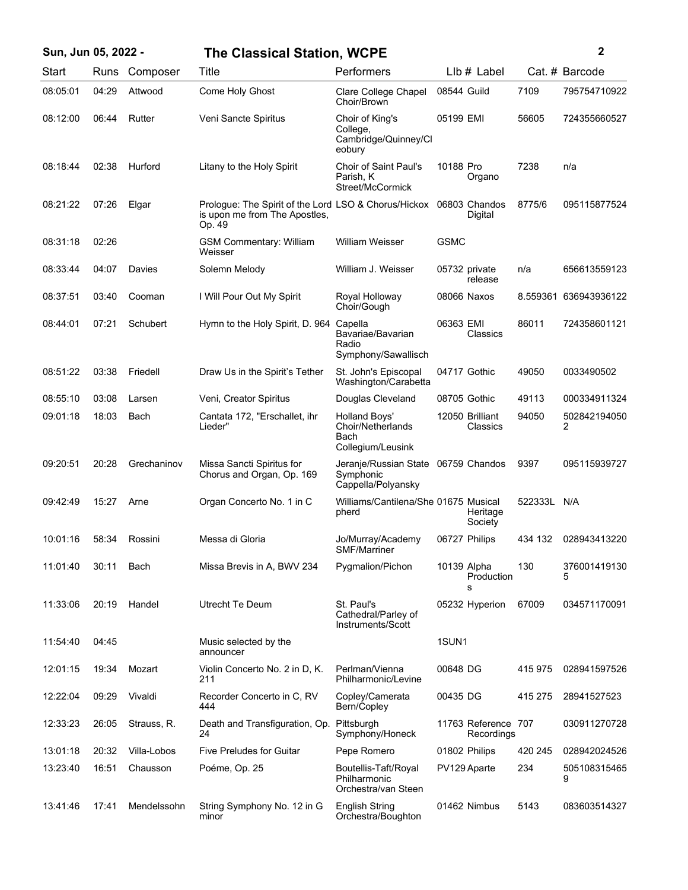| Start | Runs | Composer | Title | Performers | Llb # | Label | Cat. # | Barcode |
|---|---|---|---|---|---|---|---|---|
| 08:05:01 | 04:29 | Attwood | Come Holy Ghost | Clare College Chapel Choir/Brown | 08544 | Guild | 7109 | 795754710922 |
| 08:12:00 | 06:44 | Rutter | Veni Sancte Spiritus | Choir of King's College, Cambridge/Quinney/Cleobury | 05199 | EMI | 56605 | 724355660527 |
| 08:18:44 | 02:38 | Hurford | Litany to the Holy Spirit | Choir of Saint Paul's Parish, K Street/McCormick | 10188 | Pro Organo | 7238 | n/a |
| 08:21:22 | 07:26 | Elgar | Prologue: The Spirit of the Lord is upon me from The Apostles, Op. 49 | LSO & Chorus/Hickox | 06803 | Chandos Digital | 8775/6 | 095115877524 |
| 08:31:18 | 02:26 | | GSM Commentary: William Weisser | William Weisser | GSMC | | | |
| 08:33:44 | 04:07 | Davies | Solemn Melody | William J. Weisser | 05732 | private release | n/a | 656613559123 |
| 08:37:51 | 03:40 | Cooman | I Will Pour Out My Spirit | Royal Holloway Choir/Gough | 08066 | Naxos | 8.559361 | 636943936122 |
| 08:44:01 | 07:21 | Schubert | Hymn to the Holy Spirit, D. 964 | Capella Bavariae/Bavarian Radio Symphony/Sawallisch | 06363 | EMI Classics | 86011 | 724358601121 |
| 08:51:22 | 03:38 | Friedell | Draw Us in the Spirit's Tether | St. John's Episcopal Washington/Carabetta | 04717 | Gothic | 49050 | 0033490502 |
| 08:55:10 | 03:08 | Larsen | Veni, Creator Spiritus | Douglas Cleveland | 08705 | Gothic | 49113 | 000334911324 |
| 09:01:18 | 18:03 | Bach | Cantata 172, "Erschallet, ihr Lieder" | Holland Boys' Choir/Netherlands Bach Collegium/Leusink | 12050 | Brilliant Classics | 94050 | 5028421940502 |
| 09:20:51 | 20:28 | Grechaninov | Missa Sancti Spiritus for Chorus and Organ, Op. 169 | Jeranje/Russian State Symphonic Cappella/Polyansky | 06759 | Chandos | 9397 | 095115939727 |
| 09:42:49 | 15:27 | Arne | Organ Concerto No. 1 in C | Williams/Cantilena/Shepherd | 01675 | Musical Heritage Society | 522333L | N/A |
| 10:01:16 | 58:34 | Rossini | Messa di Gloria | Jo/Murray/Academy SMF/Marriner | 06727 | Philips | 434 132 | 028943413220 |
| 11:01:40 | 30:11 | Bach | Missa Brevis in A, BWV 234 | Pygmalion/Pichon | 10139 | Alpha Productions | 130 | 3760014191305 |
| 11:33:06 | 20:19 | Handel | Utrecht Te Deum | St. Paul's Cathedral/Parley of Instruments/Scott | 05232 | Hyperion | 67009 | 034571170091 |
| 11:54:40 | 04:45 | | Music selected by the announcer | | 1SUN1 | | | |
| 12:01:15 | 19:34 | Mozart | Violin Concerto No. 2 in D, K. 211 | Perlman/Vienna Philharmonic/Levine | 00648 | DG | 415 975 | 028941597526 |
| 12:22:04 | 09:29 | Vivaldi | Recorder Concerto in C, RV 444 | Copley/Camerata Bern/Copley | 00435 | DG | 415 275 | 28941527523 |
| 12:33:23 | 26:05 | Strauss, R. | Death and Transfiguration, Op. 24 | Pittsburgh Symphony/Honeck | 11763 | Reference Recordings | 707 | 030911270728 |
| 13:01:18 | 20:32 | Villa-Lobos | Five Preludes for Guitar | Pepe Romero | 01802 | Philips | 420 245 | 028942024526 |
| 13:23:40 | 16:51 | Chausson | Poéme, Op. 25 | Boutellis-Taft/Royal Philharmonic Orchestra/van Steen | PV129 | Aparte | 234 | 5051083154659 |
| 13:41:46 | 17:41 | Mendelssohn | String Symphony No. 12 in G minor | English String Orchestra/Boughton | 01462 | Nimbus | 5143 | 083603514327 |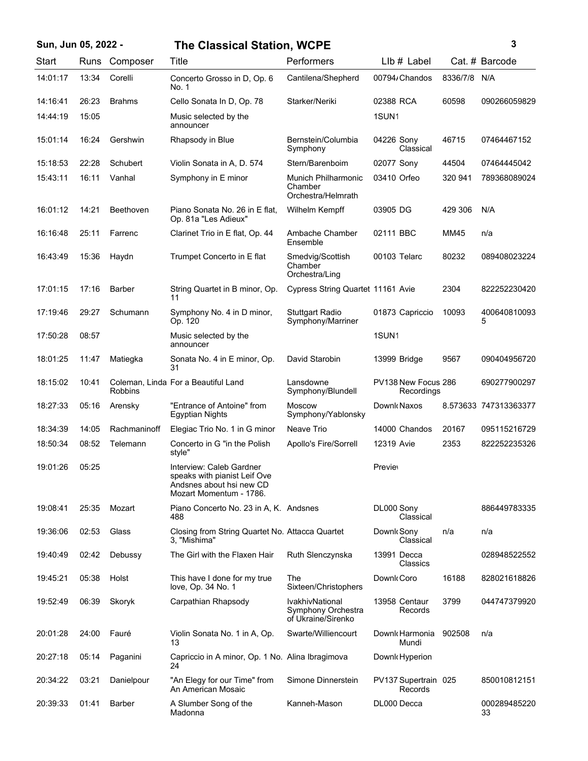**Sun, Jun 05, 2022 - The Classical Station, WCPE**

| Start | Runs | Composer | Title | Performers | LIb # | Label | Cat. # | Barcode |
|---|---|---|---|---|---|---|---|---|
| 14:01:17 | 13:34 | Corelli | Concerto Grosso in D, Op. 6 No. 1 | Cantilena/Shepherd | 00794/ | Chandos | 8336/7/8 | N/A |
| 14:16:41 | 26:23 | Brahms | Cello Sonata In D, Op. 78 | Starker/Neriki | 02388 | RCA | 60598 | 090266059829 |
| 14:44:19 | 15:05 | | Music selected by the announcer | | 1SUN1 | | | |
| 15:01:14 | 16:24 | Gershwin | Rhapsody in Blue | Bernstein/Columbia Symphony | 04226 | Sony Classical | 46715 | 07464467152 |
| 15:18:53 | 22:28 | Schubert | Violin Sonata in A, D. 574 | Stern/Barenboim | 02077 | Sony | 44504 | 07464445042 |
| 15:43:11 | 16:11 | Vanhal | Symphony in E minor | Munich Philharmonic Chamber Orchestra/Helmrath | 03410 | Orfeo | 320 941 | 789368089024 |
| 16:01:12 | 14:21 | Beethoven | Piano Sonata No. 26 in E flat, Op. 81a "Les Adieux" | Wilhelm Kempff | 03905 | DG | 429 306 | N/A |
| 16:16:48 | 25:11 | Farrenc | Clarinet Trio in E flat, Op. 44 | Ambache Chamber Ensemble | 02111 | BBC | MM45 | n/a |
| 16:43:49 | 15:36 | Haydn | Trumpet Concerto in E flat | Smedvig/Scottish Chamber Orchestra/Ling | 00103 | Telarc | 80232 | 089408023224 |
| 17:01:15 | 17:16 | Barber | String Quartet in B minor, Op. 11 | Cypress String Quartet | 11161 | Avie | 2304 | 822252230420 |
| 17:19:46 | 29:27 | Schumann | Symphony No. 4 in D minor, Op. 120 | Stuttgart Radio Symphony/Marriner | 01873 | Capriccio | 10093 | 4006408100935 |
| 17:50:28 | 08:57 | | Music selected by the announcer | | 1SUN1 | | | |
| 18:01:25 | 11:47 | Matiegka | Sonata No. 4 in E minor, Op. 31 | David Starobin | 13999 | Bridge | 9567 | 090404956720 |
| 18:15:02 | 10:41 | Coleman, Linda Robbins | For a Beautiful Land | Lansdowne Symphony/Blundell | PV138 | New Focus Recordings | 286 | 690277900297 |
| 18:27:33 | 05:16 | Arensky | "Entrance of Antoine" from Egyptian Nights | Moscow Symphony/Yablonsky | Downl | Naxos | 8.573633 | 747313363377 |
| 18:34:39 | 14:05 | Rachmaninoff | Elegiac Trio No. 1 in G minor | Neave Trio | 14000 | Chandos | 20167 | 095115216729 |
| 18:50:34 | 08:52 | Telemann | Concerto in G "in the Polish style" | Apollo's Fire/Sorrell | 12319 | Avie | 2353 | 822252235326 |
| 19:01:26 | 05:25 | | Interview: Caleb Gardner speaks with pianist Leif Ove Andsnes about hsi new CD Mozart Momentum - 1786. | | Previe | | | |
| 19:08:41 | 25:35 | Mozart | Piano Concerto No. 23 in A, K. 488 | Andsnes | DL000 | Sony Classical | | 886449783335 |
| 19:36:06 | 02:53 | Glass | Closing from String Quartet No. 3, "Mishima" | Attacca Quartet | Downl | Sony Classical | n/a | n/a |
| 19:40:49 | 02:42 | Debussy | The Girl with the Flaxen Hair | Ruth Slenczynska | 13991 | Decca Classics | | 028948522552 |
| 19:45:21 | 05:38 | Holst | This have I done for my true love, Op. 34 No. 1 | The Sixteen/Christophers | Downl | Coro | 16188 | 828021618826 |
| 19:52:49 | 06:39 | Skoryk | Carpathian Rhapsody | IvakhivNational Symphony Orchestra of Ukraine/Sirenko | 13958 | Centaur Records | 3799 | 044747379920 |
| 20:01:28 | 24:00 | Fauré | Violin Sonata No. 1 in A, Op. 13 | Swarte/Williencourt | Downl | Harmonia Mundi | 902508 | n/a |
| 20:27:18 | 05:14 | Paganini | Capriccio in A minor, Op. 1 No. 24 | Alina Ibragimova | Downl | Hyperion | | |
| 20:34:22 | 03:21 | Danielpour | "An Elegy for our Time" from An American Mosaic | Simone Dinnerstein | PV137 | Supertrain Records | 025 | 850010812151 |
| 20:39:33 | 01:41 | Barber | A Slumber Song of the Madonna | Kanneh-Mason | DL000 | Decca | | 00028948522033 |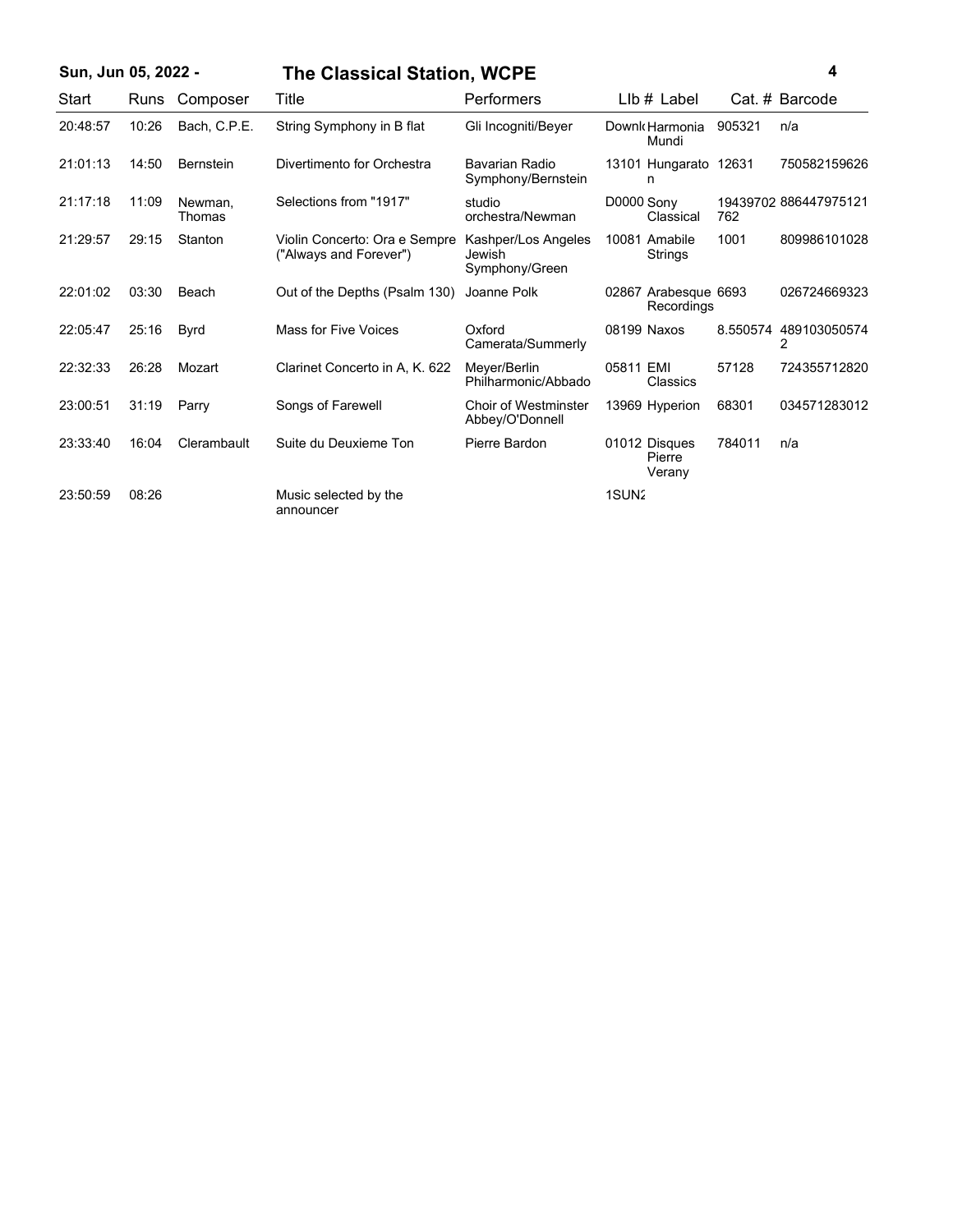**Sun, Jun 05, 2022 -** **The Classical Station, WCPE**

| Start | Runs | Composer | Title | Performers | LIb # | Label | Cat. # | Barcode |
|---|---|---|---|---|---|---|---|---|
| 20:48:57 | 10:26 | Bach, C.P.E. | String Symphony in B flat | Gli Incogniti/Beyer | Downl | Harmonia Mundi | 905321 | n/a |
| 21:01:13 | 14:50 | Bernstein | Divertimento for Orchestra | Bavarian Radio Symphony/Bernstein | 13101 | Hungaraton | 12631 | 750582159626 |
| 21:17:18 | 11:09 | Newman, Thomas | Selections from "1917" | studio orchestra/Newman | D0000 | Sony Classical | 19439702762 | 886447975121 |
| 21:29:57 | 29:15 | Stanton | Violin Concerto: Ora e Sempre ("Always and Forever") | Kashper/Los Angeles Jewish Symphony/Green | 10081 | Amabile Strings | 1001 | 809986101028 |
| 22:01:02 | 03:30 | Beach | Out of the Depths (Psalm 130) | Joanne Polk | 02867 | Arabesque Recordings | 6693 | 026724669323 |
| 22:05:47 | 25:16 | Byrd | Mass for Five Voices | Oxford Camerata/Summerly | 08199 | Naxos | 8.550574 | 4891030505742 |
| 22:32:33 | 26:28 | Mozart | Clarinet Concerto in A, K. 622 | Meyer/Berlin Philharmonic/Abbado | 05811 | EMI Classics | 57128 | 724355712820 |
| 23:00:51 | 31:19 | Parry | Songs of Farewell | Choir of Westminster Abbey/O'Donnell | 13969 | Hyperion | 68301 | 034571283012 |
| 23:33:40 | 16:04 | Clerambault | Suite du Deuxieme Ton | Pierre Bardon | 01012 | Disques Pierre Verany | 784011 | n/a |
| 23:50:59 | 08:26 | | Music selected by the announcer | | 1SUN2 | | | |